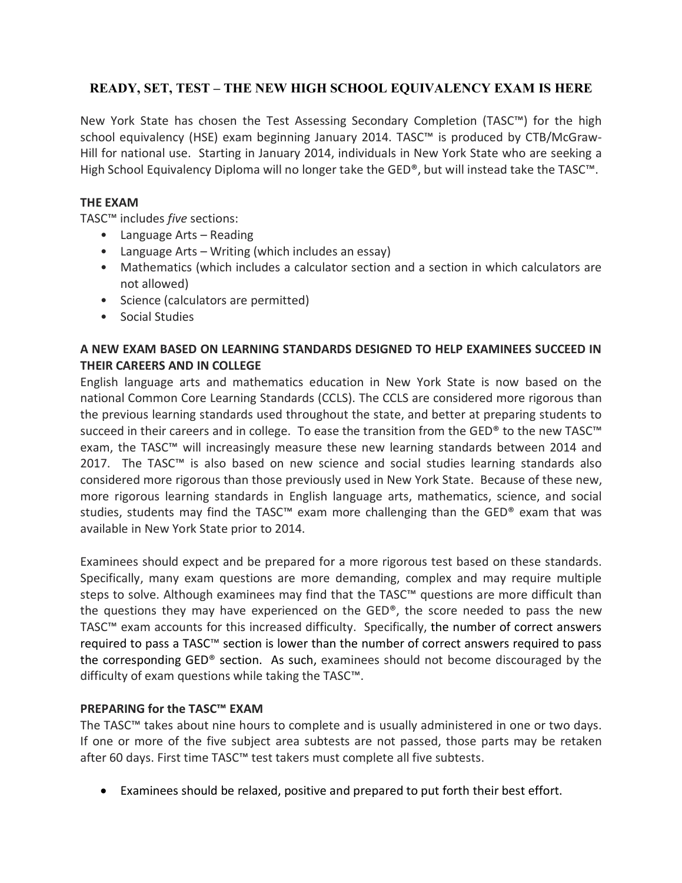# READY, SET, TEST – THE NEW HIGH SCHOOL EQUIVALENCY EXAM IS HERE

New York State has chosen the Test Assessing Secondary Completion (TASC™) for the high school equivalency (HSE) exam beginning January 2014. TASC™ is produced by CTB/McGraw-Hill for national use. Starting in January 2014, individuals in New York State who are seeking a High School Equivalency Diploma will no longer take the GED®, but will instead take the TASC™.

## THE EXAM

TASC™ includes *five* sections:

- Language Arts – Reading
- Language Arts – Writing (which includes an essay)
- Mathematics (which includes a calculator section and a section in which calculators are not allowed)
- Science (calculators are permitted)
- Social Studies

## A NEW EXAM BASED ON LEARNING STANDARDS DESIGNED TO HELP EXAMINEES SUCCEED IN THEIR CAREERS AND IN COLLEGE

English language arts and mathematics education in New York State is now based on the national Common Core Learning Standards (CCLS). The CCLS are considered more rigorous than the previous learning standards used throughout the state, and better at preparing students to succeed in their careers and in college. To ease the transition from the GED® to the new TASC™ exam, the TASC™ will increasingly measure these new learning standards between 2014 and 2017. The TASC™ is also based on new science and social studies learning standards also considered more rigorous than those previously used in New York State. Because of these new, more rigorous learning standards in English language arts, mathematics, science, and social studies, students may find the TASC™ exam more challenging than the GED® exam that was available in New York State prior to 2014.

Examinees should expect and be prepared for a more rigorous test based on these standards. Specifically, many exam questions are more demanding, complex and may require multiple steps to solve. Although examinees may find that the TASC™ questions are more difficult than the questions they may have experienced on the GED®, the score needed to pass the new TASC™ exam accounts for this increased difficulty. Specifically, the number of correct answers required to pass a TASC™ section is lower than the number of correct answers required to pass the corresponding GED® section. As such, examinees should not become discouraged by the difficulty of exam questions while taking the TASC™.

## PREPARING for the TASC™ EXAM

The TASC™ takes about nine hours to complete and is usually administered in one or two days. If one or more of the five subject area subtests are not passed, those parts may be retaken after 60 days. First time TASC™ test takers must complete all five subtests.

- Examinees should be relaxed, positive and prepared to put forth their best effort.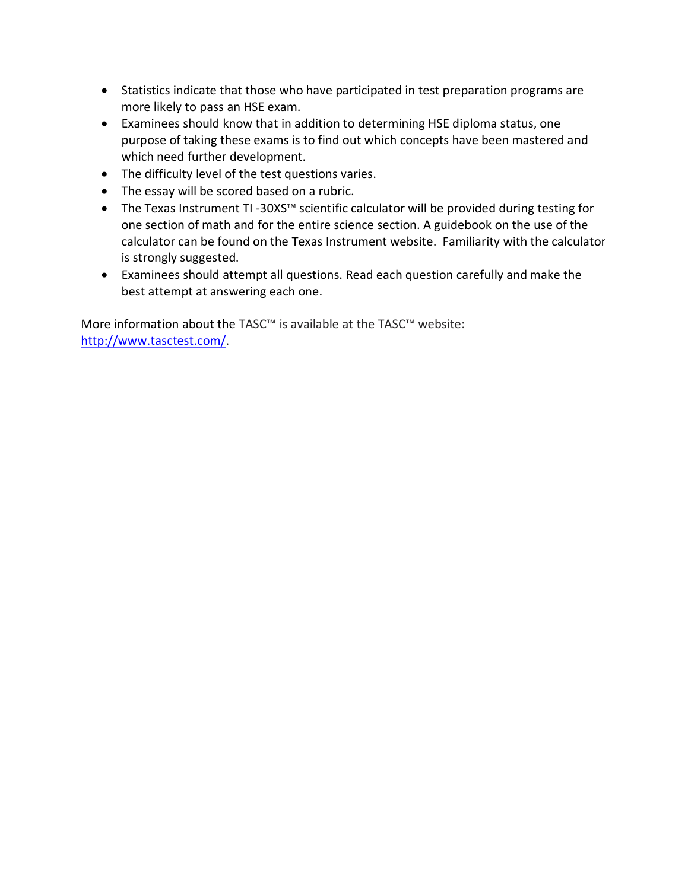- Statistics indicate that those who have participated in test preparation programs are more likely to pass an HSE exam.
- Examinees should know that in addition to determining HSE diploma status, one purpose of taking these exams is to find out which concepts have been mastered and which need further development.
- The difficulty level of the test questions varies.
- The essay will be scored based on a rubric.
- The Texas Instrument TI -30XS™ scientific calculator will be provided during testing for one section of math and for the entire science section. A guidebook on the use of the calculator can be found on the Texas Instrument website. Familiarity with the calculator is strongly suggested.
- Examinees should attempt all questions. Read each question carefully and make the best attempt at answering each one.

More information about the TASC™ is available at the TASC™ website: [http://www.tasctest.com/](http://www.tasctest.com/).